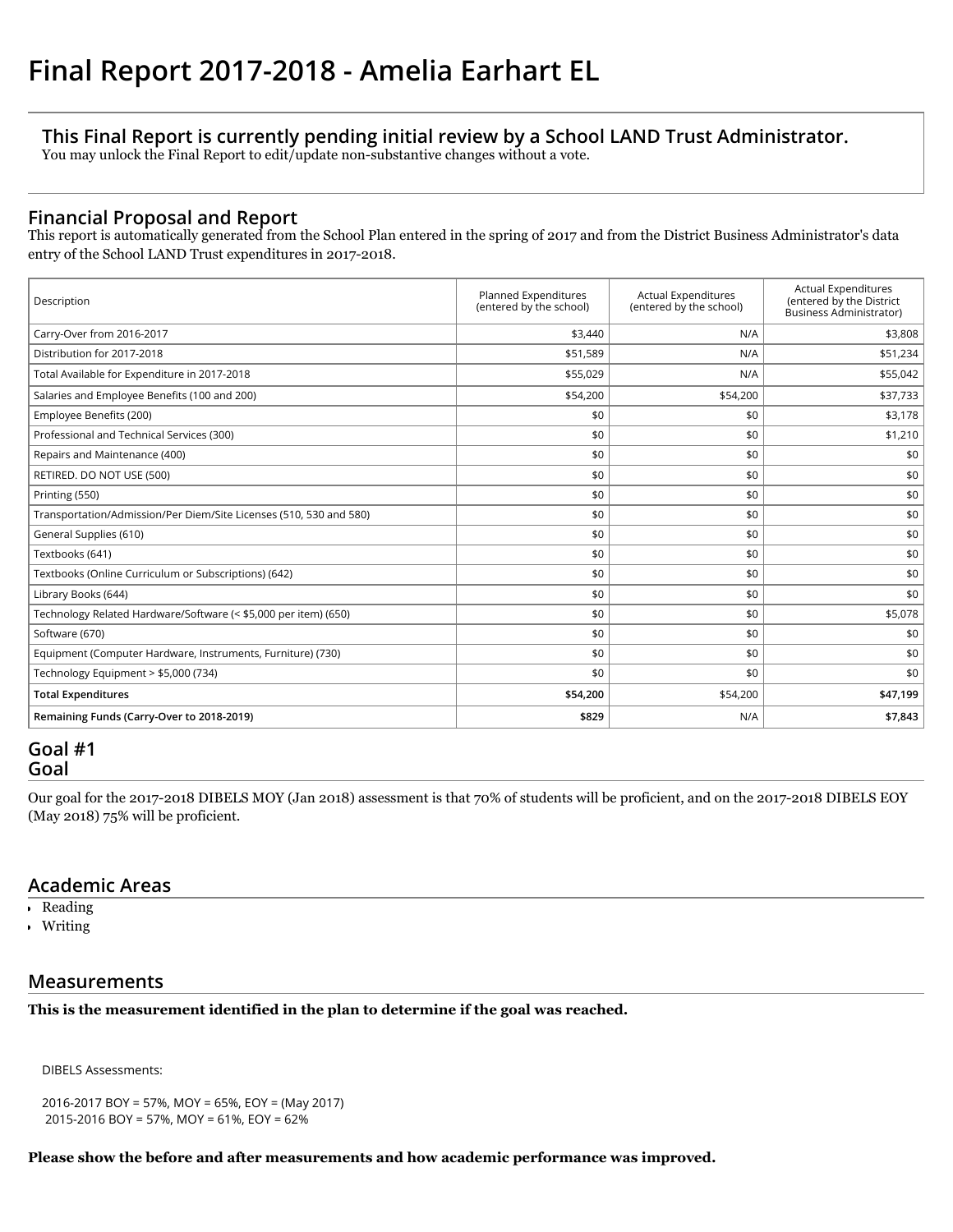# Final Report 2017-2018 - Amelia Earhart EL

## This Final Report is currently pending initial review by a School LAND Trust Administrator.

You may unlock the Final Report to edit/update non-substantive changes without a vote.

## Financial Proposal and Report

This report is automatically generated from the School Plan entered in the spring of 2017 and from the District Business Administrator's data entry of the School LAND Trust expenditures in 2017-2018.

| Description | Planned Expenditures (entered by the school) | Actual Expenditures (entered by the school) | Actual Expenditures (entered by the District Business Administrator) |
|---|---|---|---|
| Carry-Over from 2016-2017 | $3,440 | N/A | $3,808 |
| Distribution for 2017-2018 | $51,589 | N/A | $51,234 |
| Total Available for Expenditure in 2017-2018 | $55,029 | N/A | $55,042 |
| Salaries and Employee Benefits (100 and 200) | $54,200 | $54,200 | $37,733 |
| Employee Benefits (200) | $0 | $0 | $3,178 |
| Professional and Technical Services (300) | $0 | $0 | $1,210 |
| Repairs and Maintenance (400) | $0 | $0 | $0 |
| RETIRED. DO NOT USE (500) | $0 | $0 | $0 |
| Printing (550) | $0 | $0 | $0 |
| Transportation/Admission/Per Diem/Site Licenses (510, 530 and 580) | $0 | $0 | $0 |
| General Supplies (610) | $0 | $0 | $0 |
| Textbooks (641) | $0 | $0 | $0 |
| Textbooks (Online Curriculum or Subscriptions) (642) | $0 | $0 | $0 |
| Library Books (644) | $0 | $0 | $0 |
| Technology Related Hardware/Software (< $5,000 per item) (650) | $0 | $0 | $5,078 |
| Software (670) | $0 | $0 | $0 |
| Equipment (Computer Hardware, Instruments, Furniture) (730) | $0 | $0 | $0 |
| Technology Equipment > $5,000 (734) | $0 | $0 | $0 |
| **Total Expenditures** | **$54,200** | $54,200 | **$47,199** |
| **Remaining Funds (Carry-Over to 2018-2019)** | **$829** | N/A | **$7,843** |

## Goal #1

## Goal

Our goal for the 2017-2018 DIBELS MOY (Jan 2018) assessment is that 70% of students will be proficient, and on the 2017-2018 DIBELS EOY (May 2018) 75% will be proficient.

## Academic Areas

- Reading
- Writing

## Measurements

**This is the measurement identified in the plan to determine if the goal was reached.**

DIBELS Assessments:

2016-2017 BOY = 57%, MOY = 65%, EOY = (May 2017)
2015-2016 BOY = 57%, MOY = 61%, EOY = 62%

**Please show the before and after measurements and how academic performance was improved.**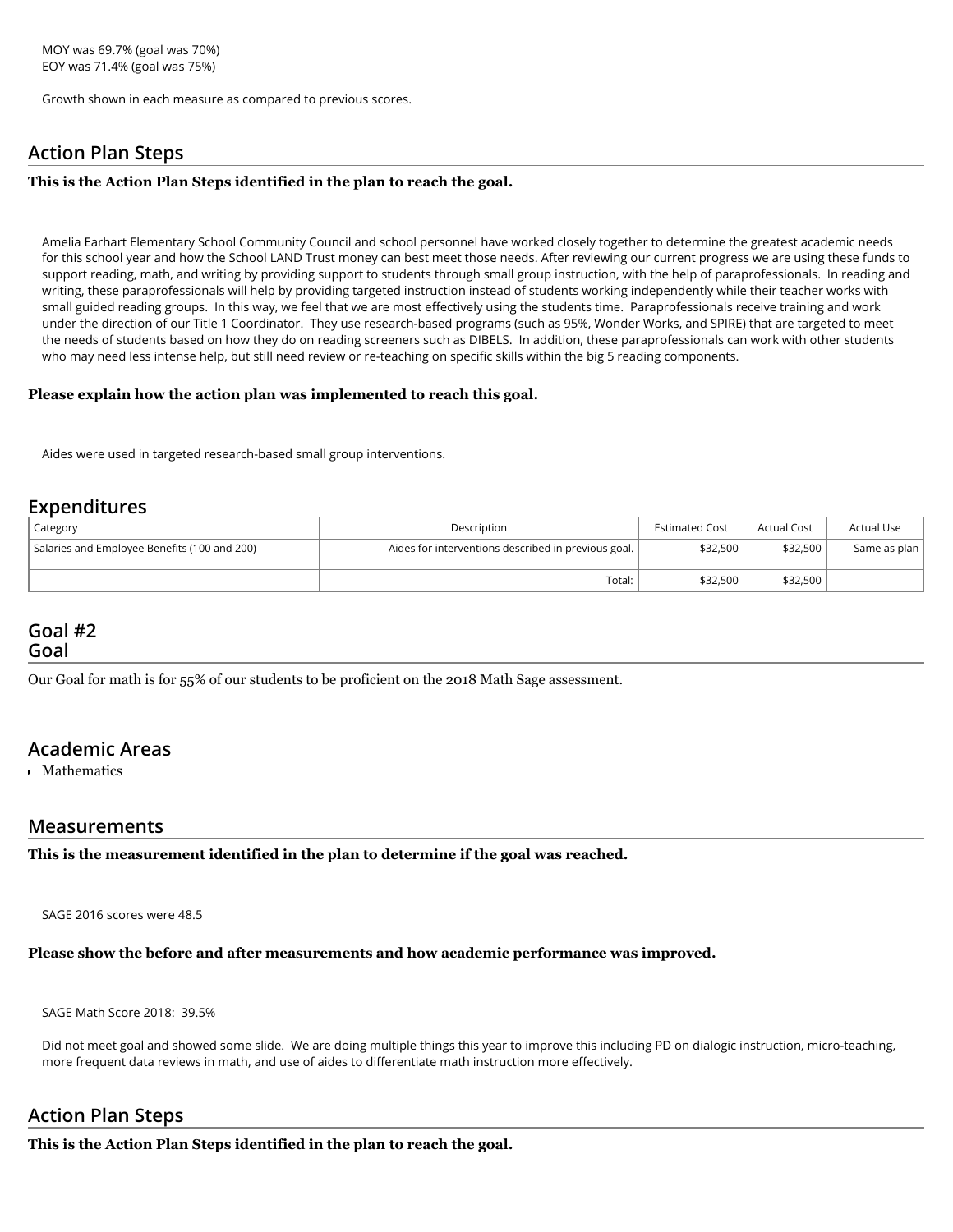MOY was 69.7% (goal was 70%)
EOY was 71.4% (goal was 75%)

Growth shown in each measure as compared to previous scores.

## Action Plan Steps

**This is the Action Plan Steps identified in the plan to reach the goal.**

Amelia Earhart Elementary School Community Council and school personnel have worked closely together to determine the greatest academic needs for this school year and how the School LAND Trust money can best meet those needs. After reviewing our current progress we are using these funds to support reading, math, and writing by providing support to students through small group instruction, with the help of paraprofessionals. In reading and writing, these paraprofessionals will help by providing targeted instruction instead of students working independently while their teacher works with small guided reading groups. In this way, we feel that we are most effectively using the students time. Paraprofessionals receive training and work under the direction of our Title 1 Coordinator. They use research-based programs (such as 95%, Wonder Works, and SPIRE) that are targeted to meet the needs of students based on how they do on reading screeners such as DIBELS. In addition, these paraprofessionals can work with other students who may need less intense help, but still need review or re-teaching on specific skills within the big 5 reading components.

**Please explain how the action plan was implemented to reach this goal.**

Aides were used in targeted research-based small group interventions.

## Expenditures

| Category | Description | Estimated Cost | Actual Cost | Actual Use |
|---|---|---|---|---|
| Salaries and Employee Benefits (100 and 200) | Aides for interventions described in previous goal. | $32,500 | $32,500 | Same as plan |
| | Total: | $32,500 | $32,500 | |

## Goal #2
## Goal

Our Goal for math is for 55% of our students to be proficient on the 2018 Math Sage assessment.

## Academic Areas

- Mathematics

## Measurements

**This is the measurement identified in the plan to determine if the goal was reached.**

SAGE 2016 scores were 48.5

**Please show the before and after measurements and how academic performance was improved.**

SAGE Math Score 2018: 39.5%

Did not meet goal and showed some slide. We are doing multiple things this year to improve this including PD on dialogic instruction, micro-teaching, more frequent data reviews in math, and use of aides to differentiate math instruction more effectively.

## Action Plan Steps

**This is the Action Plan Steps identified in the plan to reach the goal.**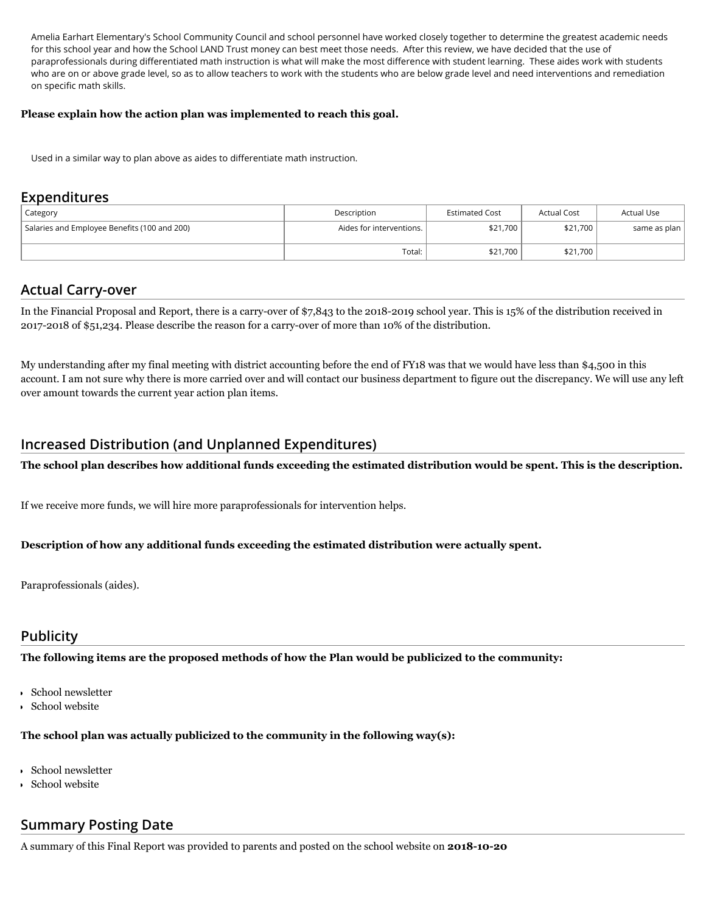Amelia Earhart Elementary's School Community Council and school personnel have worked closely together to determine the greatest academic needs for this school year and how the School LAND Trust money can best meet those needs. After this review, we have decided that the use of paraprofessionals during differentiated math instruction is what will make the most difference with student learning. These aides work with students who are on or above grade level, so as to allow teachers to work with the students who are below grade level and need interventions and remediation on specific math skills.

**Please explain how the action plan was implemented to reach this goal.**

Used in a similar way to plan above as aides to differentiate math instruction.

## Expenditures

| Category | Description | Estimated Cost | Actual Cost | Actual Use |
|---|---|---|---|---|
| Salaries and Employee Benefits (100 and 200) | Aides for interventions. | $21,700 | $21,700 | same as plan |
| | Total: | $21,700 | $21,700 | |

## Actual Carry-over

In the Financial Proposal and Report, there is a carry-over of $7,843 to the 2018-2019 school year. This is 15% of the distribution received in 2017-2018 of $51,234. Please describe the reason for a carry-over of more than 10% of the distribution.

My understanding after my final meeting with district accounting before the end of FY18 was that we would have less than $4,500 in this account. I am not sure why there is more carried over and will contact our business department to figure out the discrepancy. We will use any left over amount towards the current year action plan items.

## Increased Distribution (and Unplanned Expenditures)

**The school plan describes how additional funds exceeding the estimated distribution would be spent. This is the description.**

If we receive more funds, we will hire more paraprofessionals for intervention helps.

**Description of how any additional funds exceeding the estimated distribution were actually spent.**

Paraprofessionals (aides).

## Publicity

**The following items are the proposed methods of how the Plan would be publicized to the community:**

- School newsletter
- School website

**The school plan was actually publicized to the community in the following way(s):**

- School newsletter
- School website

## Summary Posting Date

A summary of this Final Report was provided to parents and posted on the school website on **2018-10-20**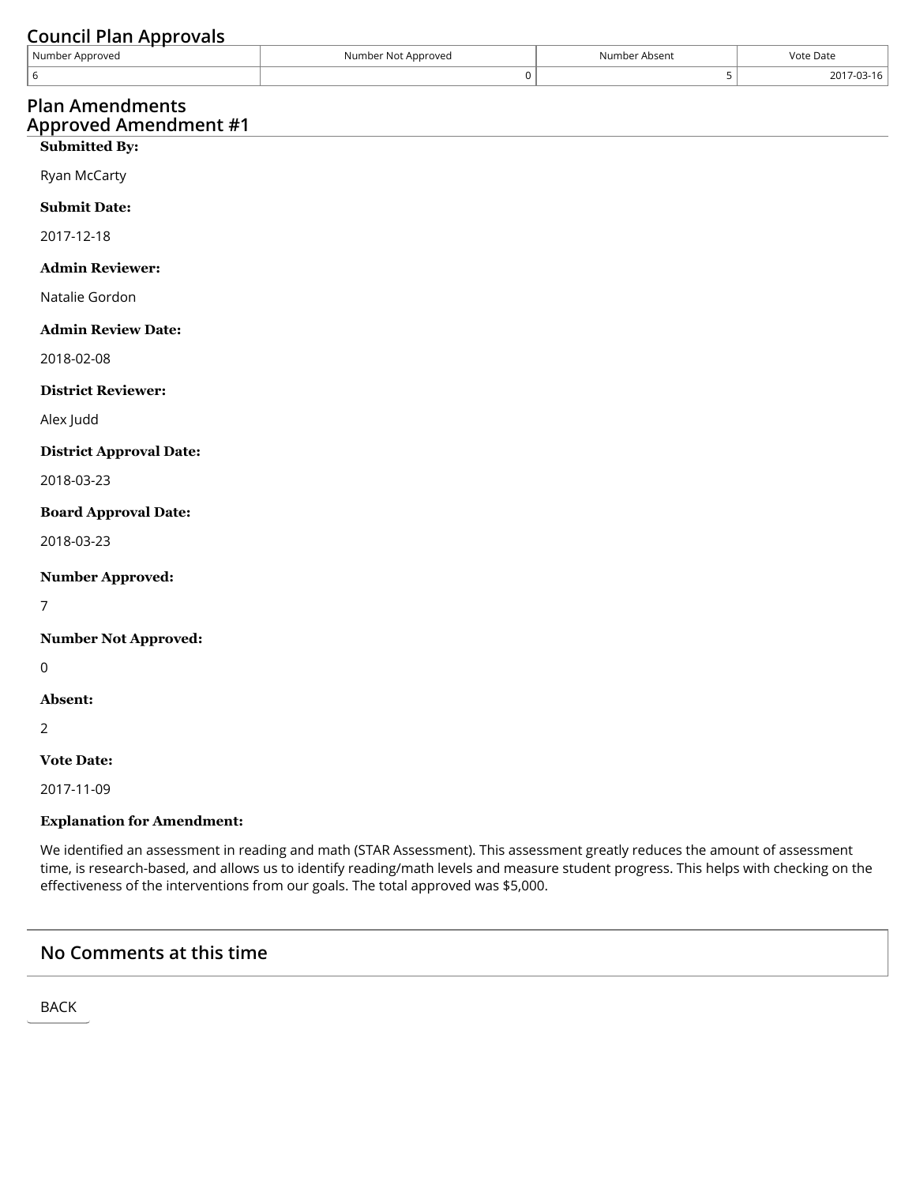## Council Plan Approvals

| Number Approved | Number Not Approved | Number Absent | Vote Date |
|---|---|---|---|
| 6 | 0 | 5 | 2017-03-16 |

## Plan Amendments

### Approved Amendment #1

**Submitted By:**

Ryan McCarty

**Submit Date:**

2017-12-18

**Admin Reviewer:**

Natalie Gordon

**Admin Review Date:**

2018-02-08

**District Reviewer:**

Alex Judd

**District Approval Date:**

2018-03-23

**Board Approval Date:**

2018-03-23

**Number Approved:**

7

**Number Not Approved:**

0

**Absent:**

2

**Vote Date:**

2017-11-09

**Explanation for Amendment:**

We identified an assessment in reading and math (STAR Assessment). This assessment greatly reduces the amount of assessment time, is research-based, and allows us to identify reading/math levels and measure student progress. This helps with checking on the effectiveness of the interventions from our goals. The total approved was $5,000.

### No Comments at this time

BACK